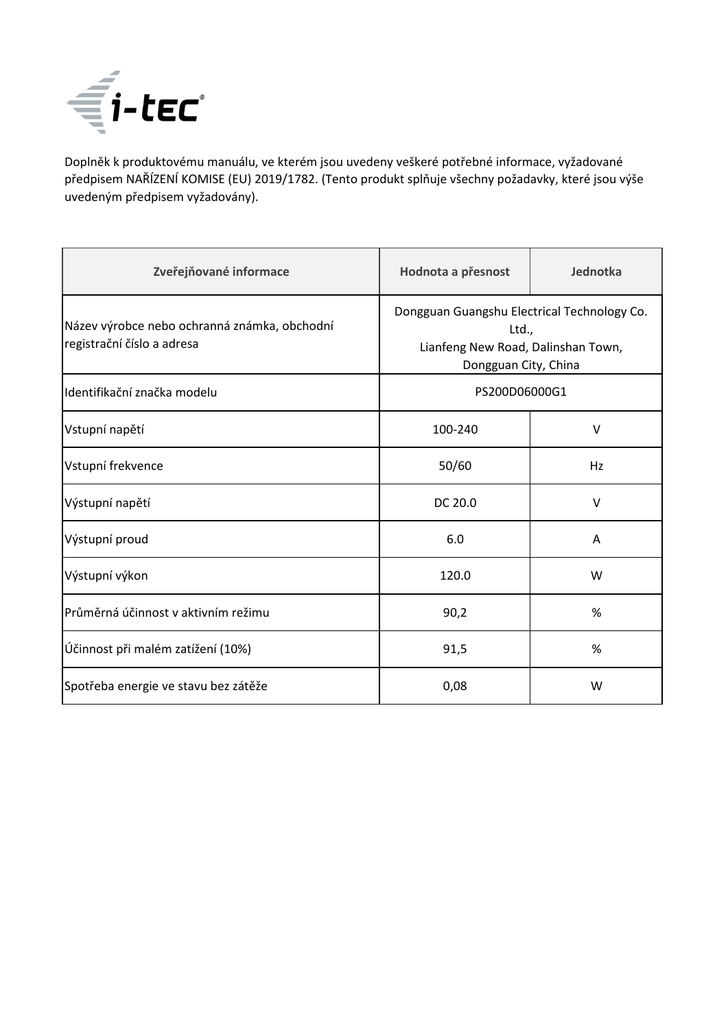Doplněk k produktovému manuálu, ve kterém jsou uvedeny veškeré potřebné informace, vyžadované předpisem NAŘÍZENÍ KOMISE (EU) 2019/1782. (Tento produkt splňuje všechny požadavky, které jsou výše uvedeným předpisem vyžadovány).

| Zveřejňované informace | Hodnota a přesnost | Jednotka |
|---|---|---|
| Název výrobce nebo ochranná známka, obchodní registrační číslo a adresa | Dongguan Guangshu Electrical Technology Co. Ltd., Lianfeng New Road, Dalinshan Town, Dongguan City, China | |
| Identifikační značka modelu | PS200D06000G1 | |
| Vstupní napětí | 100-240 | V |
| Vstupní frekvence | 50/60 | Hz |
| Výstupní napětí | DC 20.0 | V |
| Výstupní proud | 6.0 | A |
| Výstupní výkon | 120.0 | W |
| Průměrná účinnost v aktivním režimu | 90,2 | % |
| Účinnost při malém zatížení (10%) | 91,5 | % |
| Spotřeba energie ve stavu bez zátěže | 0,08 | W |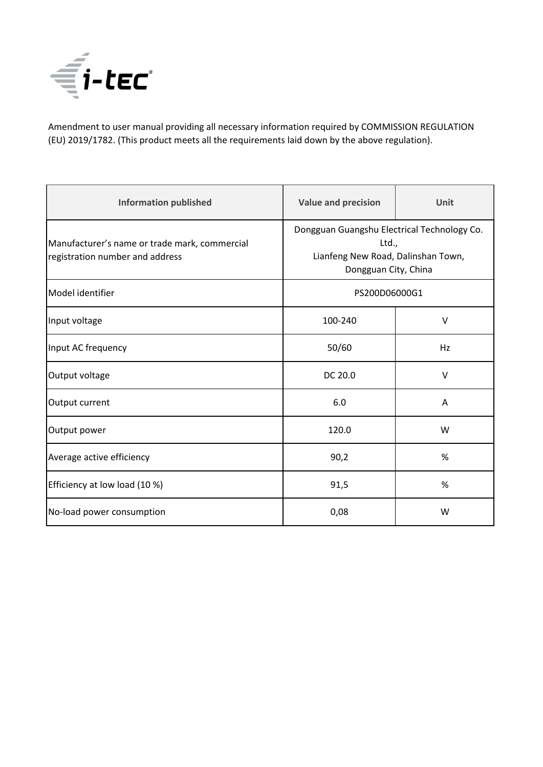Amendment to user manual providing all necessary information required by COMMISSION REGULATION (EU) 2019/1782. (This product meets all the requirements laid down by the above regulation).

| Information published | Value and precision | Unit |
|---|---|---|
| Manufacturer's name or trade mark, commercial registration number and address | Dongguan Guangshu Electrical Technology Co. Ltd., Lianfeng New Road, Dalinshan Town, Dongguan City, China | |
| Model identifier | PS200D06000G1 | |
| Input voltage | 100-240 | V |
| Input AC frequency | 50/60 | Hz |
| Output voltage | DC 20.0 | V |
| Output current | 6.0 | A |
| Output power | 120.0 | W |
| Average active efficiency | 90,2 | % |
| Efficiency at low load (10 %) | 91,5 | % |
| No-load power consumption | 0,08 | W |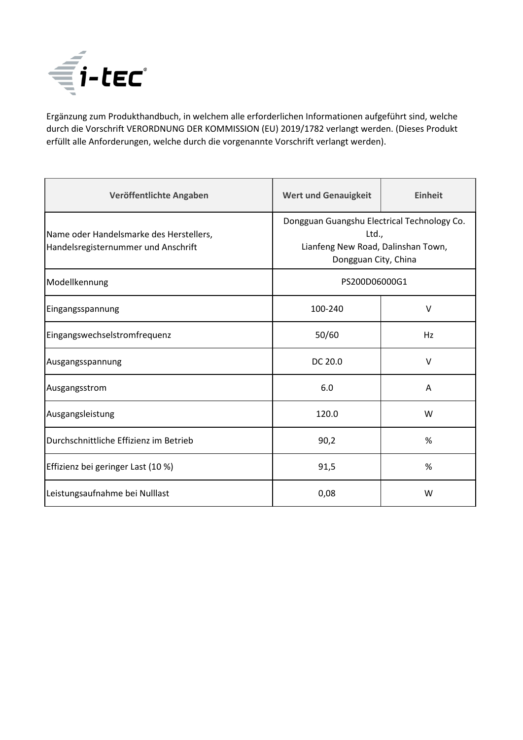Ergänzung zum Produkthandbuch, in welchem alle erforderlichen Informationen aufgeführt sind, welche durch die Vorschrift VERORDNUNG DER KOMMISSION (EU) 2019/1782 verlangt werden. (Dieses Produkt erfüllt alle Anforderungen, welche durch die vorgenannte Vorschrift verlangt werden).

| Veröffentlichte Angaben | Wert und Genauigkeit | Einheit |
|---|---|---|
| Name oder Handelsmarke des Herstellers, Handelsregisternummer und Anschrift | Dongguan Guangshu Electrical Technology Co. Ltd., Lianfeng New Road, Dalinshan Town, Dongguan City, China | |
| Modellkennung | PS200D06000G1 | |
| Eingangsspannung | 100-240 | V |
| Eingangswechselstromfrequenz | 50/60 | Hz |
| Ausgangsspannung | DC 20.0 | V |
| Ausgangsstrom | 6.0 | A |
| Ausgangsleistung | 120.0 | W |
| Durchschnittliche Effizienz im Betrieb | 90,2 | % |
| Effizienz bei geringer Last (10 %) | 91,5 | % |
| Leistungsaufnahme bei Nulllast | 0,08 | W |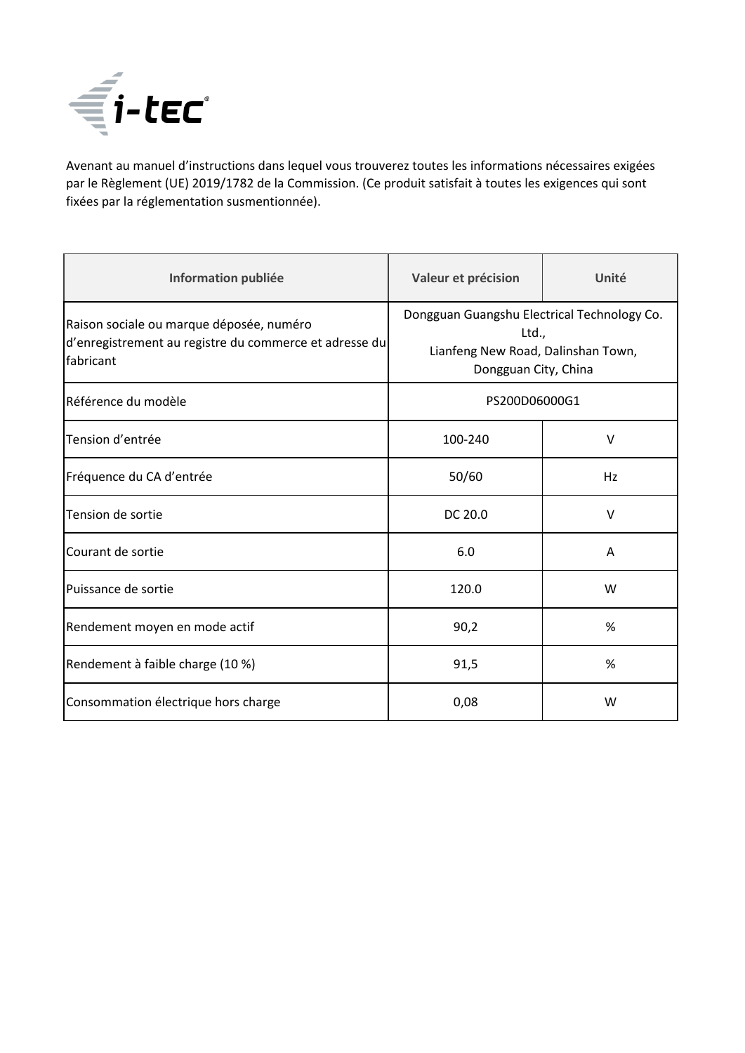Avenant au manuel d'instructions dans lequel vous trouverez toutes les informations nécessaires exigées par le Règlement (UE) 2019/1782 de la Commission. (Ce produit satisfait à toutes les exigences qui sont fixées par la réglementation susmentionnée).

| Information publiée | Valeur et précision | Unité |
|---|---|---|
| Raison sociale ou marque déposée, numéro d'enregistrement au registre du commerce et adresse du fabricant | Dongguan Guangshu Electrical Technology Co. Ltd., Lianfeng New Road, Dalinshan Town, Dongguan City, China | |
| Référence du modèle | PS200D06000G1 | |
| Tension d'entrée | 100-240 | V |
| Fréquence du CA d'entrée | 50/60 | Hz |
| Tension de sortie | DC 20.0 | V |
| Courant de sortie | 6.0 | A |
| Puissance de sortie | 120.0 | W |
| Rendement moyen en mode actif | 90,2 | % |
| Rendement à faible charge (10 %) | 91,5 | % |
| Consommation électrique hors charge | 0,08 | W |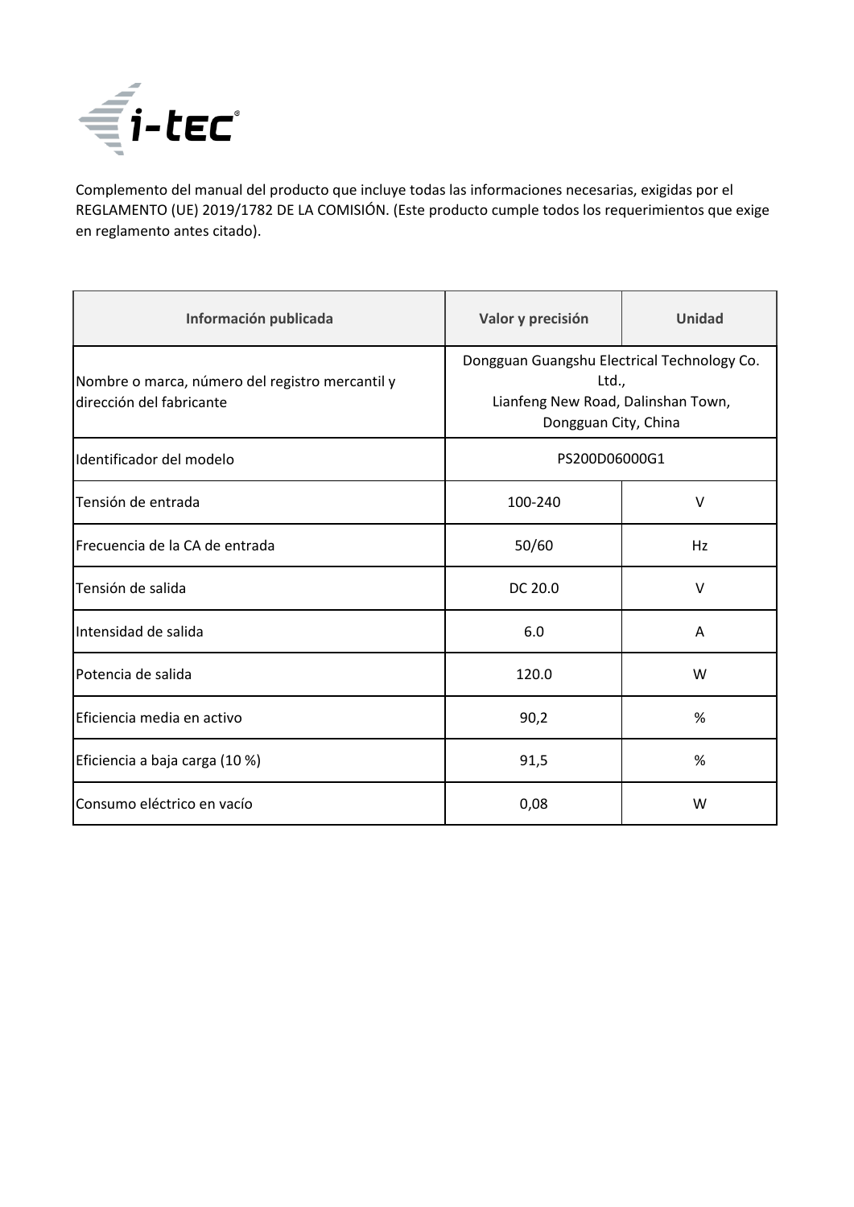i-tec

Complemento del manual del producto que incluye todas las informaciones necesarias, exigidas por el REGLAMENTO (UE) 2019/1782 DE LA COMISIÓN. (Este producto cumple todos los requerimientos que exige en reglamento antes citado).

| Información publicada | Valor y precisión | Unidad |
|---|---|---|
| Nombre o marca, número del registro mercantil y dirección del fabricante | Dongguan Guangshu Electrical Technology Co. Ltd., Lianfeng New Road, Dalinshan Town, Dongguan City, China | |
| Identificador del modelo | PS200D06000G1 | |
| Tensión de entrada | 100-240 | V |
| Frecuencia de la CA de entrada | 50/60 | Hz |
| Tensión de salida | DC 20.0 | V |
| Intensidad de salida | 6.0 | A |
| Potencia de salida | 120.0 | W |
| Eficiencia media en activo | 90,2 | % |
| Eficiencia a baja carga (10 %) | 91,5 | % |
| Consumo eléctrico en vacío | 0,08 | W |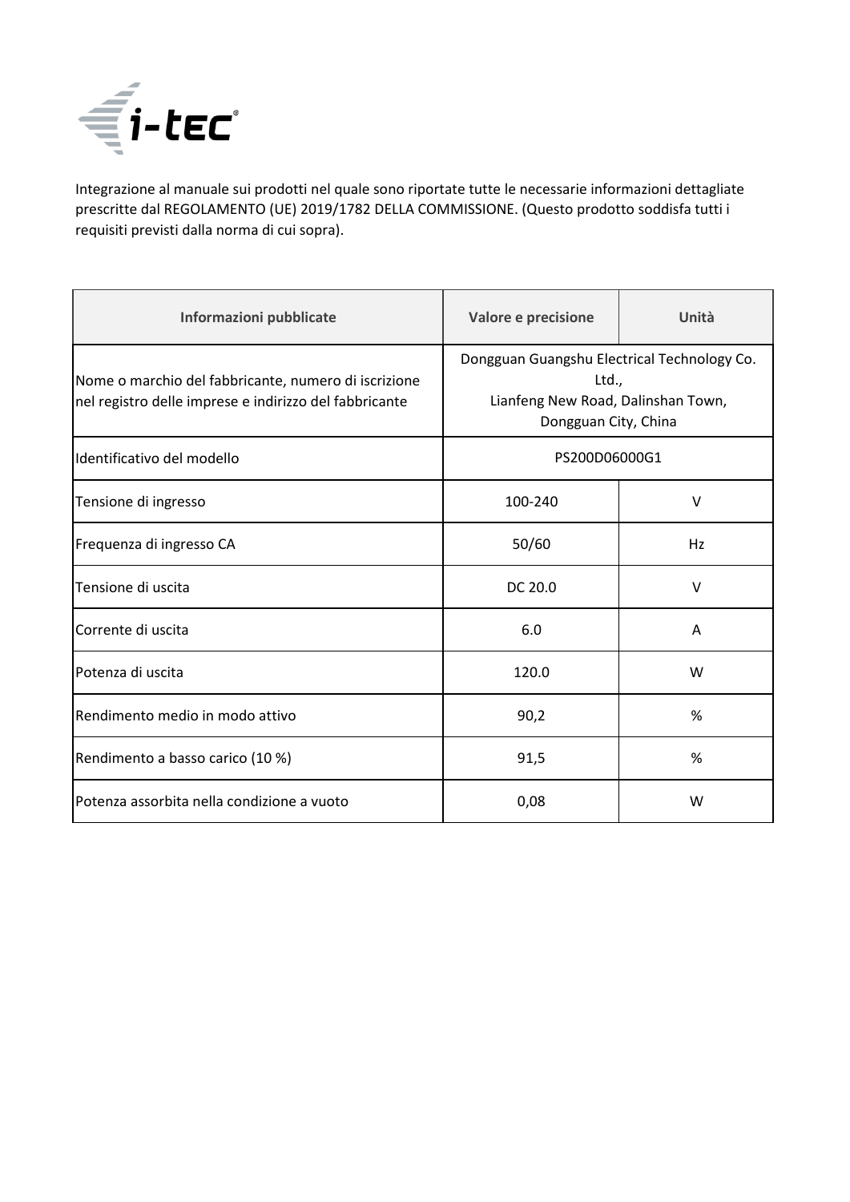Integrazione al manuale sui prodotti nel quale sono riportate tutte le necessarie informazioni dettagliate prescritte dal REGOLAMENTO (UE) 2019/1782 DELLA COMMISSIONE. (Questo prodotto soddisfa tutti i requisiti previsti dalla norma di cui sopra).

| Informazioni pubblicate | Valore e precisione | Unità |
|---|---|---|
| Nome o marchio del fabbricante, numero di iscrizione nel registro delle imprese e indirizzo del fabbricante | Dongguan Guangshu Electrical Technology Co. Ltd., Lianfeng New Road, Dalinshan Town, Dongguan City, China | |
| Identificativo del modello | PS200D06000G1 | |
| Tensione di ingresso | 100-240 | V |
| Frequenza di ingresso CA | 50/60 | Hz |
| Tensione di uscita | DC 20.0 | V |
| Corrente di uscita | 6.0 | A |
| Potenza di uscita | 120.0 | W |
| Rendimento medio in modo attivo | 90,2 | % |
| Rendimento a basso carico (10 %) | 91,5 | % |
| Potenza assorbita nella condizione a vuoto | 0,08 | W |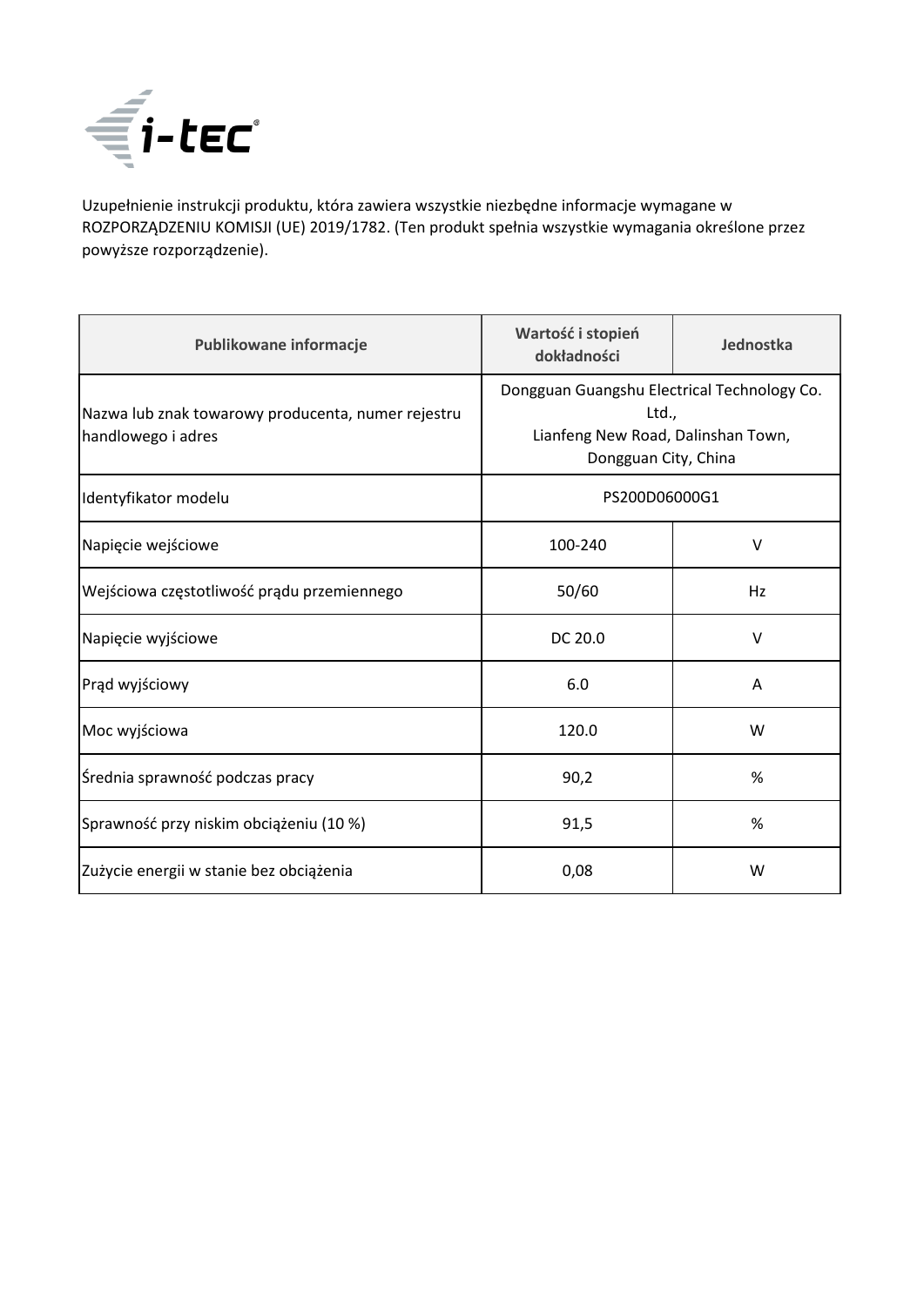Uzupełnienie instrukcji produktu, która zawiera wszystkie niezbędne informacje wymagane w ROZPORZĄDZENIU KOMISJI (UE) 2019/1782. (Ten produkt spełnia wszystkie wymagania określone przez powyższe rozporządzenie).

| Publikowane informacje | Wartość i stopień dokładności | Jednostka |
|---|---|---|
| Nazwa lub znak towarowy producenta, numer rejestru handlowego i adres | Dongguan Guangshu Electrical Technology Co. Ltd., Lianfeng New Road, Dalinshan Town, Dongguan City, China | |
| Identyfikator modelu | PS200D06000G1 | |
| Napięcie wejściowe | 100-240 | V |
| Wejściowa częstotliwość prądu przemiennego | 50/60 | Hz |
| Napięcie wyjściowe | DC 20.0 | V |
| Prąd wyjściowy | 6.0 | A |
| Moc wyjściowa | 120.0 | W |
| Średnia sprawność podczas pracy | 90,2 | % |
| Sprawność przy niskim obciążeniu (10 %) | 91,5 | % |
| Zużycie energii w stanie bez obciążenia | 0,08 | W |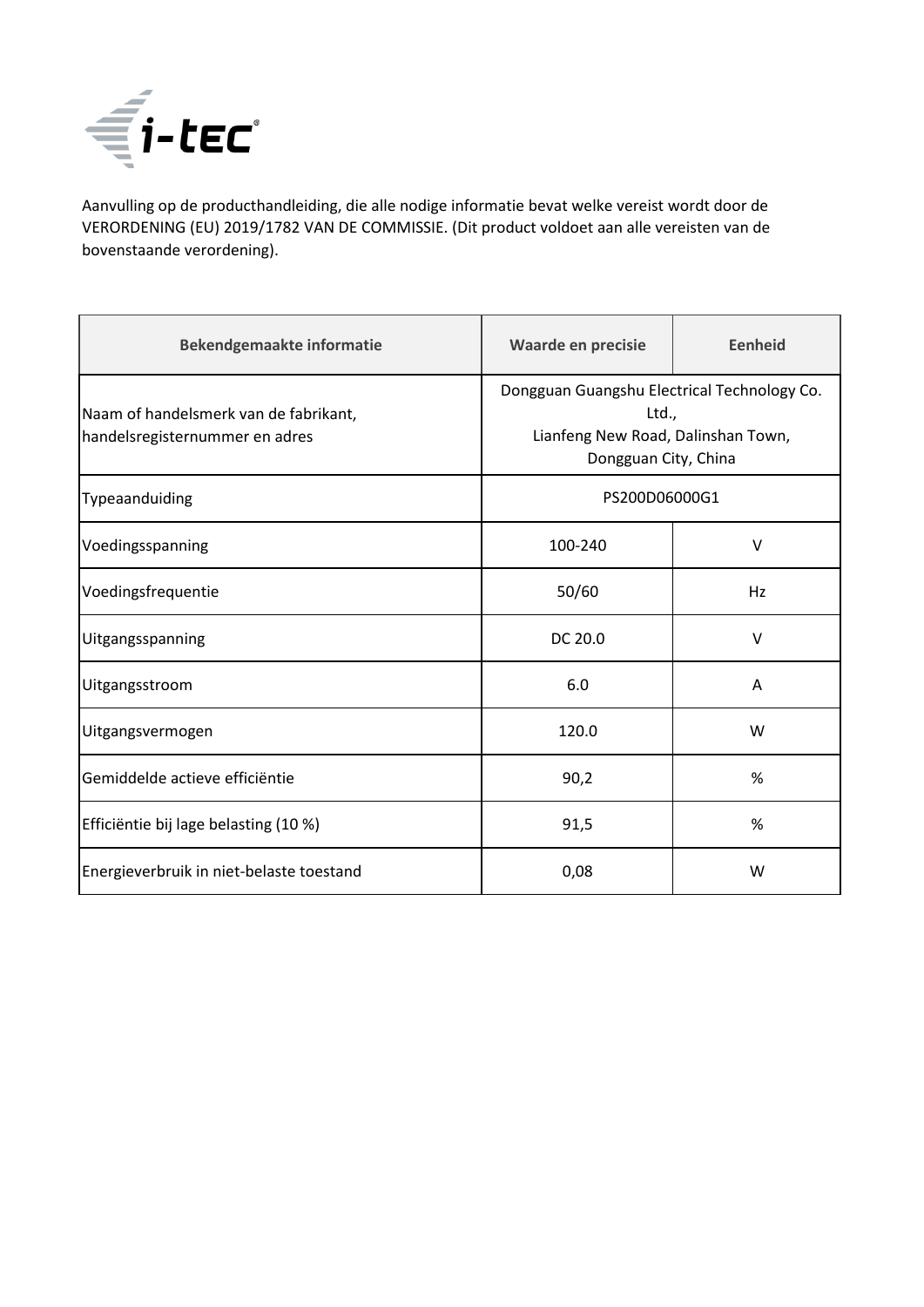i-tec

Aanvulling op de producthandleiding, die alle nodige informatie bevat welke vereist wordt door de VERORDENING (EU) 2019/1782 VAN DE COMMISSIE. (Dit product voldoet aan alle vereisten van de bovenstaande verordening).

| Bekendgemaakte informatie | Waarde en precisie | Eenheid |
| --- | --- | --- |
| Naam of handelsmerk van de fabrikant, handelsregisternummer en adres | Dongguan Guangshu Electrical Technology Co. Ltd., Lianfeng New Road, Dalinshan Town, Dongguan City, China | |
| Typeaanduiding | PS200D06000G1 | |
| Voedingsspanning | 100-240 | V |
| Voedingsfrequentie | 50/60 | Hz |
| Uitgangsspanning | DC 20.0 | V |
| Uitgangsstroom | 6.0 | A |
| Uitgangsvermogen | 120.0 | W |
| Gemiddelde actieve efficiëntie | 90,2 | % |
| Efficiëntie bij lage belasting (10 %) | 91,5 | % |
| Energieverbruik in niet-belaste toestand | 0,08 | W |